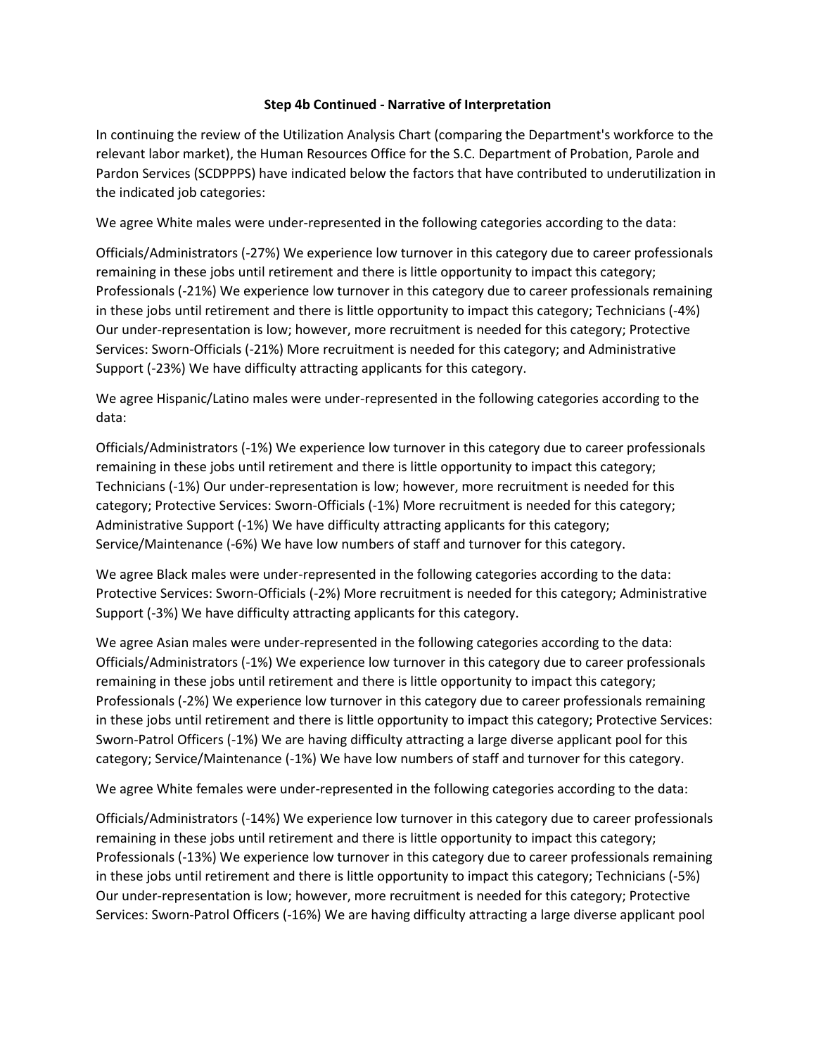**Step 4b Continued - Narrative of Interpretation**

In continuing the review of the Utilization Analysis Chart (comparing the Department's workforce to the relevant labor market), the Human Resources Office for the S.C. Department of Probation, Parole and Pardon Services (SCDPPPS) have indicated below the factors that have contributed to underutilization in the indicated job categories:

We agree White males were under-represented in the following categories according to the data:

Officials/Administrators (-27%) We experience low turnover in this category due to career professionals remaining in these jobs until retirement and there is little opportunity to impact this category; Professionals (-21%) We experience low turnover in this category due to career professionals remaining in these jobs until retirement and there is little opportunity to impact this category; Technicians (-4%) Our under-representation is low; however, more recruitment is needed for this category; Protective Services: Sworn-Officials (-21%) More recruitment is needed for this category; and Administrative Support (-23%) We have difficulty attracting applicants for this category.

We agree Hispanic/Latino males were under-represented in the following categories according to the data:

Officials/Administrators (-1%) We experience low turnover in this category due to career professionals remaining in these jobs until retirement and there is little opportunity to impact this category; Technicians (-1%) Our under-representation is low; however, more recruitment is needed for this category; Protective Services: Sworn-Officials (-1%) More recruitment is needed for this category; Administrative Support (-1%) We have difficulty attracting applicants for this category; Service/Maintenance (-6%) We have low numbers of staff and turnover for this category.

We agree Black males were under-represented in the following categories according to the data: Protective Services: Sworn-Officials (-2%) More recruitment is needed for this category; Administrative Support (-3%) We have difficulty attracting applicants for this category.

We agree Asian males were under-represented in the following categories according to the data: Officials/Administrators (-1%) We experience low turnover in this category due to career professionals remaining in these jobs until retirement and there is little opportunity to impact this category; Professionals (-2%) We experience low turnover in this category due to career professionals remaining in these jobs until retirement and there is little opportunity to impact this category; Protective Services: Sworn-Patrol Officers (-1%) We are having difficulty attracting a large diverse applicant pool for this category; Service/Maintenance (-1%) We have low numbers of staff and turnover for this category.

We agree White females were under-represented in the following categories according to the data:

Officials/Administrators (-14%) We experience low turnover in this category due to career professionals remaining in these jobs until retirement and there is little opportunity to impact this category; Professionals (-13%) We experience low turnover in this category due to career professionals remaining in these jobs until retirement and there is little opportunity to impact this category; Technicians (-5%) Our under-representation is low; however, more recruitment is needed for this category; Protective Services: Sworn-Patrol Officers (-16%) We are having difficulty attracting a large diverse applicant pool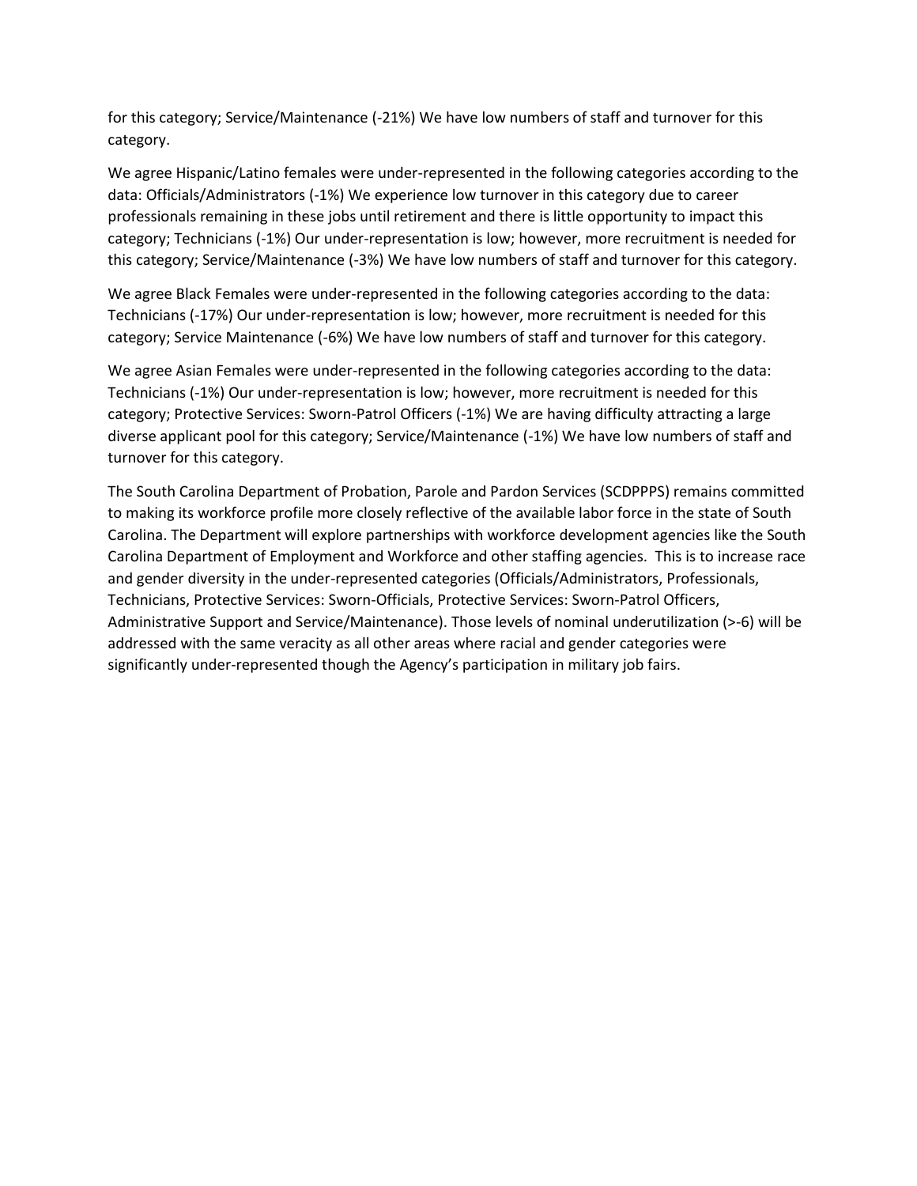for this category; Service/Maintenance (-21%) We have low numbers of staff and turnover for this category.

We agree Hispanic/Latino females were under-represented in the following categories according to the data: Officials/Administrators (-1%) We experience low turnover in this category due to career professionals remaining in these jobs until retirement and there is little opportunity to impact this category; Technicians (-1%) Our under-representation is low; however, more recruitment is needed for this category; Service/Maintenance (-3%) We have low numbers of staff and turnover for this category.

We agree Black Females were under-represented in the following categories according to the data: Technicians (-17%) Our under-representation is low; however, more recruitment is needed for this category; Service Maintenance (-6%) We have low numbers of staff and turnover for this category.

We agree Asian Females were under-represented in the following categories according to the data: Technicians (-1%) Our under-representation is low; however, more recruitment is needed for this category; Protective Services: Sworn-Patrol Officers (-1%) We are having difficulty attracting a large diverse applicant pool for this category; Service/Maintenance (-1%) We have low numbers of staff and turnover for this category.

The South Carolina Department of Probation, Parole and Pardon Services (SCDPPPS) remains committed to making its workforce profile more closely reflective of the available labor force in the state of South Carolina. The Department will explore partnerships with workforce development agencies like the South Carolina Department of Employment and Workforce and other staffing agencies. This is to increase race and gender diversity in the under-represented categories (Officials/Administrators, Professionals, Technicians, Protective Services: Sworn-Officials, Protective Services: Sworn-Patrol Officers, Administrative Support and Service/Maintenance). Those levels of nominal underutilization (>-6) will be addressed with the same veracity as all other areas where racial and gender categories were significantly under-represented though the Agency's participation in military job fairs.